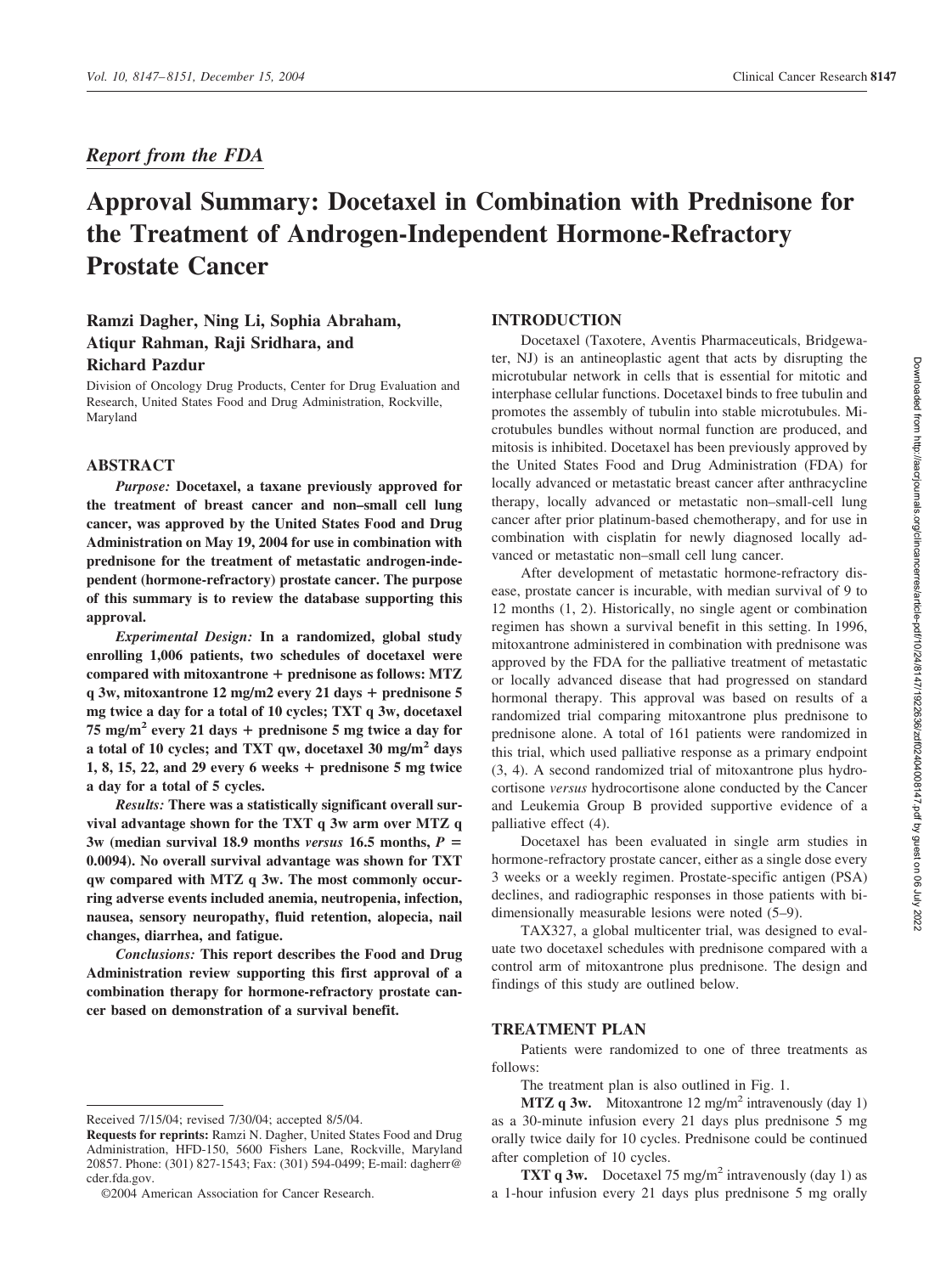*Report from the FDA*

# Approval Summary: Docetaxel in Combination with Prednisone for the Treatment of Androgen-Independent Hormone-Refractory Prostate Cancer

**Ramzi Dagher, Ning Li, Sophia Abraham, Atiqur Rahman, Raji Sridhara, and Richard Pazdur**

Division of Oncology Drug Products, Center for Drug Evaluation and Research, United States Food and Drug Administration, Rockville, Maryland

## ABSTRACT

***Purpose:*** **Docetaxel, a taxane previously approved for the treatment of breast cancer and non–small cell lung cancer, was approved by the United States Food and Drug Administration on May 19, 2004 for use in combination with prednisone for the treatment of metastatic androgen-independent (hormone-refractory) prostate cancer. The purpose of this summary is to review the database supporting this approval.**

***Experimental Design:*** **In a randomized, global study enrolling 1,006 patients, two schedules of docetaxel were compared with mitoxantrone + prednisone as follows: MTZ q 3w, mitoxantrone 12 mg/m2 every 21 days + prednisone 5 mg twice a day for a total of 10 cycles; TXT q 3w, docetaxel 75 mg/m$^2$ every 21 days + prednisone 5 mg twice a day for a total of 10 cycles; and TXT qw, docetaxel 30 mg/m$^2$ days 1, 8, 15, 22, and 29 every 6 weeks + prednisone 5 mg twice a day for a total of 5 cycles.**

***Results:*** **There was a statistically significant overall survival advantage shown for the TXT q 3w arm over MTZ q 3w (median survival 18.9 months *versus* 16.5 months, $P$ = 0.0094). No overall survival advantage was shown for TXT qw compared with MTZ q 3w. The most commonly occurring adverse events included anemia, neutropenia, infection, nausea, sensory neuropathy, fluid retention, alopecia, nail changes, diarrhea, and fatigue.**

***Conclusions:*** **This report describes the Food and Drug Administration review supporting this first approval of a combination therapy for hormone-refractory prostate cancer based on demonstration of a survival benefit.**

Received 7/15/04; revised 7/30/04; accepted 8/5/04.

**Requests for reprints:** Ramzi N. Dagher, United States Food and Drug Administration, HFD-150, 5600 Fishers Lane, Rockville, Maryland 20857. Phone: (301) 827-1543; Fax: (301) 594-0499; E-mail: dagherr@cder.fda.gov.

©2004 American Association for Cancer Research.

## INTRODUCTION

Docetaxel (Taxotere, Aventis Pharmaceuticals, Bridgewater, NJ) is an antineoplastic agent that acts by disrupting the microtubular network in cells that is essential for mitotic and interphase cellular functions. Docetaxel binds to free tubulin and promotes the assembly of tubulin into stable microtubules. Microtubules bundles without normal function are produced, and mitosis is inhibited. Docetaxel has been previously approved by the United States Food and Drug Administration (FDA) for locally advanced or metastatic breast cancer after anthracycline therapy, locally advanced or metastatic non–small-cell lung cancer after prior platinum-based chemotherapy, and for use in combination with cisplatin for newly diagnosed locally advanced or metastatic non–small cell lung cancer.

After development of metastatic hormone-refractory disease, prostate cancer is incurable, with median survival of 9 to 12 months (1, 2). Historically, no single agent or combination regimen has shown a survival benefit in this setting. In 1996, mitoxantrone administered in combination with prednisone was approved by the FDA for the palliative treatment of metastatic or locally advanced disease that had progressed on standard hormonal therapy. This approval was based on results of a randomized trial comparing mitoxantrone plus prednisone to prednisone alone. A total of 161 patients were randomized in this trial, which used palliative response as a primary endpoint (3, 4). A second randomized trial of mitoxantrone plus hydrocortisone *versus* hydrocortisone alone conducted by the Cancer and Leukemia Group B provided supportive evidence of a palliative effect (4).

Docetaxel has been evaluated in single arm studies in hormone-refractory prostate cancer, either as a single dose every 3 weeks or a weekly regimen. Prostate-specific antigen (PSA) declines, and radiographic responses in those patients with bidimensionally measurable lesions were noted (5–9).

TAX327, a global multicenter trial, was designed to evaluate two docetaxel schedules with prednisone compared with a control arm of mitoxantrone plus prednisone. The design and findings of this study are outlined below.

## TREATMENT PLAN

Patients were randomized to one of three treatments as follows:

The treatment plan is also outlined in Fig. 1.

**MTZ q 3w.** Mitoxantrone 12 mg/m$^2$ intravenously (day 1) as a 30-minute infusion every 21 days plus prednisone 5 mg orally twice daily for 10 cycles. Prednisone could be continued after completion of 10 cycles.

**TXT q 3w.** Docetaxel 75 mg/m$^2$ intravenously (day 1) as a 1-hour infusion every 21 days plus prednisone 5 mg orally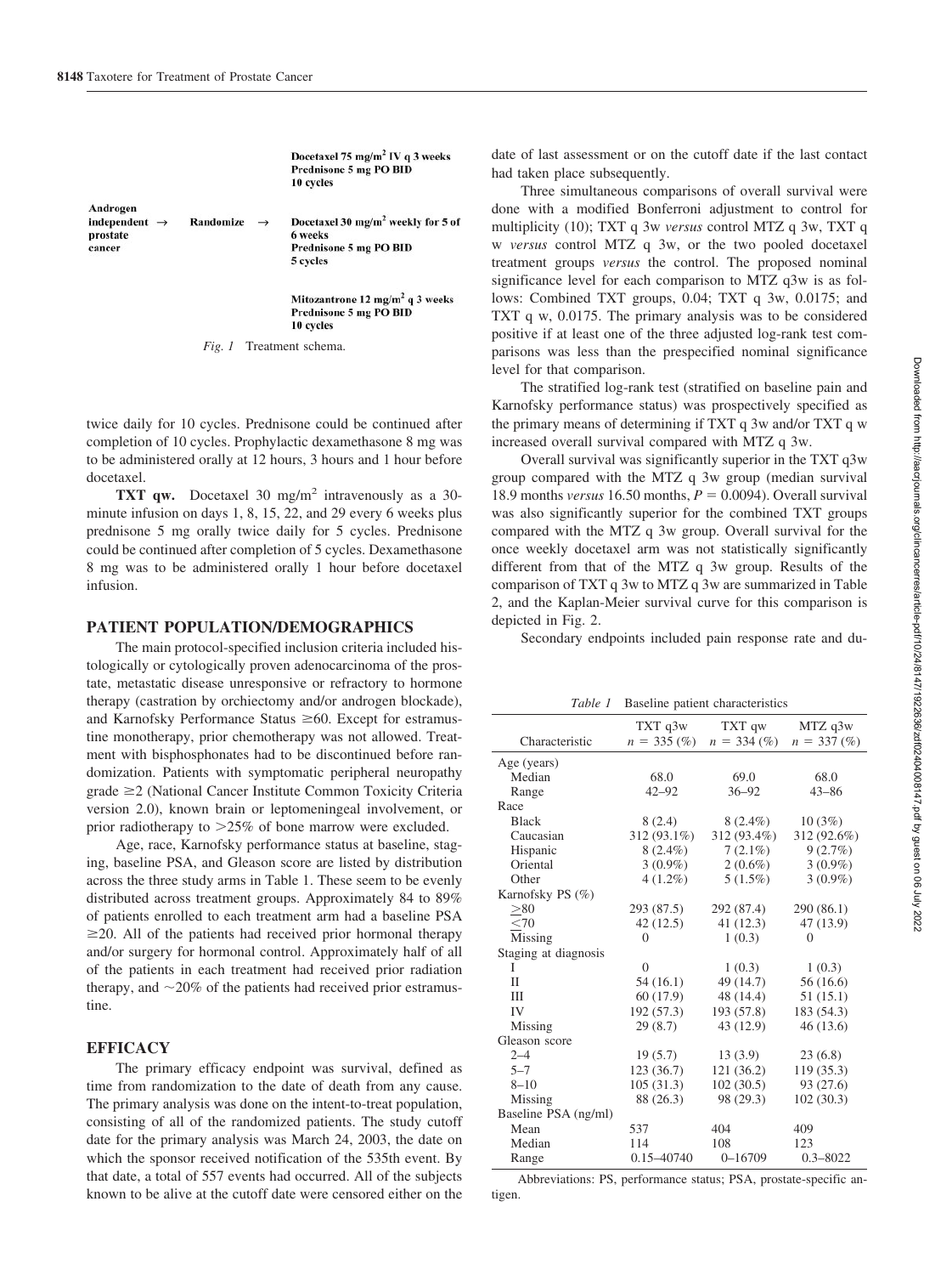| | | |
|---|---|---|
| | | Docetaxel 75 mg/m$^2$ IV q 3 weeks<br>Prednisone 5 mg PO BID<br>10 cycles |
| Androgen independent → prostate cancer | Randomize → | Docetaxel 30 mg/m$^2$ weekly for 5 of 6 weeks<br>Prednisone 5 mg PO BID<br>5 cycles |
| | | Mitozantrone 12 mg/m$^2$ q 3 weeks<br>Prednisone 5 mg PO BID<br>10 cycles |

*Fig. 1* Treatment schema.

twice daily for 10 cycles. Prednisone could be continued after completion of 10 cycles. Prophylactic dexamethasone 8 mg was to be administered orally at 12 hours, 3 hours and 1 hour before docetaxel.

**TXT qw.** Docetaxel 30 mg/m$^2$ intravenously as a 30-minute infusion on days 1, 8, 15, 22, and 29 every 6 weeks plus prednisone 5 mg orally twice daily for 5 cycles. Prednisone could be continued after completion of 5 cycles. Dexamethasone 8 mg was to be administered orally 1 hour before docetaxel infusion.

## PATIENT POPULATION/DEMOGRAPHICS

The main protocol-specified inclusion criteria included histologically or cytologically proven adenocarcinoma of the prostate, metastatic disease unresponsive or refractory to hormone therapy (castration by orchiectomy and/or androgen blockade), and Karnofsky Performance Status ≥60. Except for estramustine monotherapy, prior chemotherapy was not allowed. Treatment with bisphosphonates had to be discontinued before randomization. Patients with symptomatic peripheral neuropathy grade ≥2 (National Cancer Institute Common Toxicity Criteria version 2.0), known brain or leptomeningeal involvement, or prior radiotherapy to >25% of bone marrow were excluded.

Age, race, Karnofsky performance status at baseline, staging, baseline PSA, and Gleason score are listed by distribution across the three study arms in Table 1. These seem to be evenly distributed across treatment groups. Approximately 84 to 89% of patients enrolled to each treatment arm had a baseline PSA ≥20. All of the patients had received prior hormonal therapy and/or surgery for hormonal control. Approximately half of all of the patients in each treatment had received prior radiation therapy, and ~20% of the patients had received prior estramustine.

## EFFICACY

The primary efficacy endpoint was survival, defined as time from randomization to the date of death from any cause. The primary analysis was done on the intent-to-treat population, consisting of all of the randomized patients. The study cutoff date for the primary analysis was March 24, 2003, the date on which the sponsor received notification of the 535th event. By that date, a total of 557 events had occurred. All of the subjects known to be alive at the cutoff date were censored either on the date of last assessment or on the cutoff date if the last contact had taken place subsequently.

Three simultaneous comparisons of overall survival were done with a modified Bonferroni adjustment to control for multiplicity (10); TXT q 3w *versus* control MTZ q 3w, TXT q w *versus* control MTZ q 3w, or the two pooled docetaxel treatment groups *versus* the control. The proposed nominal significance level for each comparison to MTZ q3w is as follows: Combined TXT groups, 0.04; TXT q 3w, 0.0175; and TXT q w, 0.0175. The primary analysis was to be considered positive if at least one of the three adjusted log-rank test comparisons was less than the prespecified nominal significance level for that comparison.

The stratified log-rank test (stratified on baseline pain and Karnofsky performance status) was prospectively specified as the primary means of determining if TXT q 3w and/or TXT q w increased overall survival compared with MTZ q 3w.

Overall survival was significantly superior in the TXT q3w group compared with the MTZ q 3w group (median survival 18.9 months *versus* 16.50 months, $P = 0.0094$). Overall survival was also significantly superior for the combined TXT groups compared with the MTZ q 3w group. Overall survival for the once weekly docetaxel arm was not statistically significantly different from that of the MTZ q 3w group. Results of the comparison of TXT q 3w to MTZ q 3w are summarized in Table 2, and the Kaplan-Meier survival curve for this comparison is depicted in Fig. 2.

Secondary endpoints included pain response rate and du-

*Table 1* Baseline patient characteristics

| Characteristic | TXT q3w $n = 335$ (%) | TXT qw $n = 334$ (%) | MTZ q3w $n = 337$ (%) |
|---|---|---|---|
| Age (years) | | | |
| Median | 68.0 | 69.0 | 68.0 |
| Range | 42–92 | 36–92 | 43–86 |
| Race | | | |
| Black | 8 (2.4) | 8 (2.4%) | 10 (3%) |
| Caucasian | 312 (93.1%) | 312 (93.4%) | 312 (92.6%) |
| Hispanic | 8 (2.4%) | 7 (2.1%) | 9 (2.7%) |
| Oriental | 3 (0.9%) | 2 (0.6%) | 3 (0.9%) |
| Other | 4 (1.2%) | 5 (1.5%) | 3 (0.9%) |
| Karnofsky PS (%) | | | |
| ≥80 | 293 (87.5) | 292 (87.4) | 290 (86.1) |
| ≤70 | 42 (12.5) | 41 (12.3) | 47 (13.9) |
| Missing | 0 | 1 (0.3) | 0 |
| Staging at diagnosis | | | |
| I | 0 | 1 (0.3) | 1 (0.3) |
| II | 54 (16.1) | 49 (14.7) | 56 (16.6) |
| III | 60 (17.9) | 48 (14.4) | 51 (15.1) |
| IV | 192 (57.3) | 193 (57.8) | 183 (54.3) |
| Missing | 29 (8.7) | 43 (12.9) | 46 (13.6) |
| Gleason score | | | |
| 2–4 | 19 (5.7) | 13 (3.9) | 23 (6.8) |
| 5–7 | 123 (36.7) | 121 (36.2) | 119 (35.3) |
| 8–10 | 105 (31.3) | 102 (30.5) | 93 (27.6) |
| Missing | 88 (26.3) | 98 (29.3) | 102 (30.3) |
| Baseline PSA (ng/ml) | | | |
| Mean | 537 | 404 | 409 |
| Median | 114 | 108 | 123 |
| Range | 0.15–40740 | 0–16709 | 0.3–8022 |

Abbreviations: PS, performance status; PSA, prostate-specific antigen.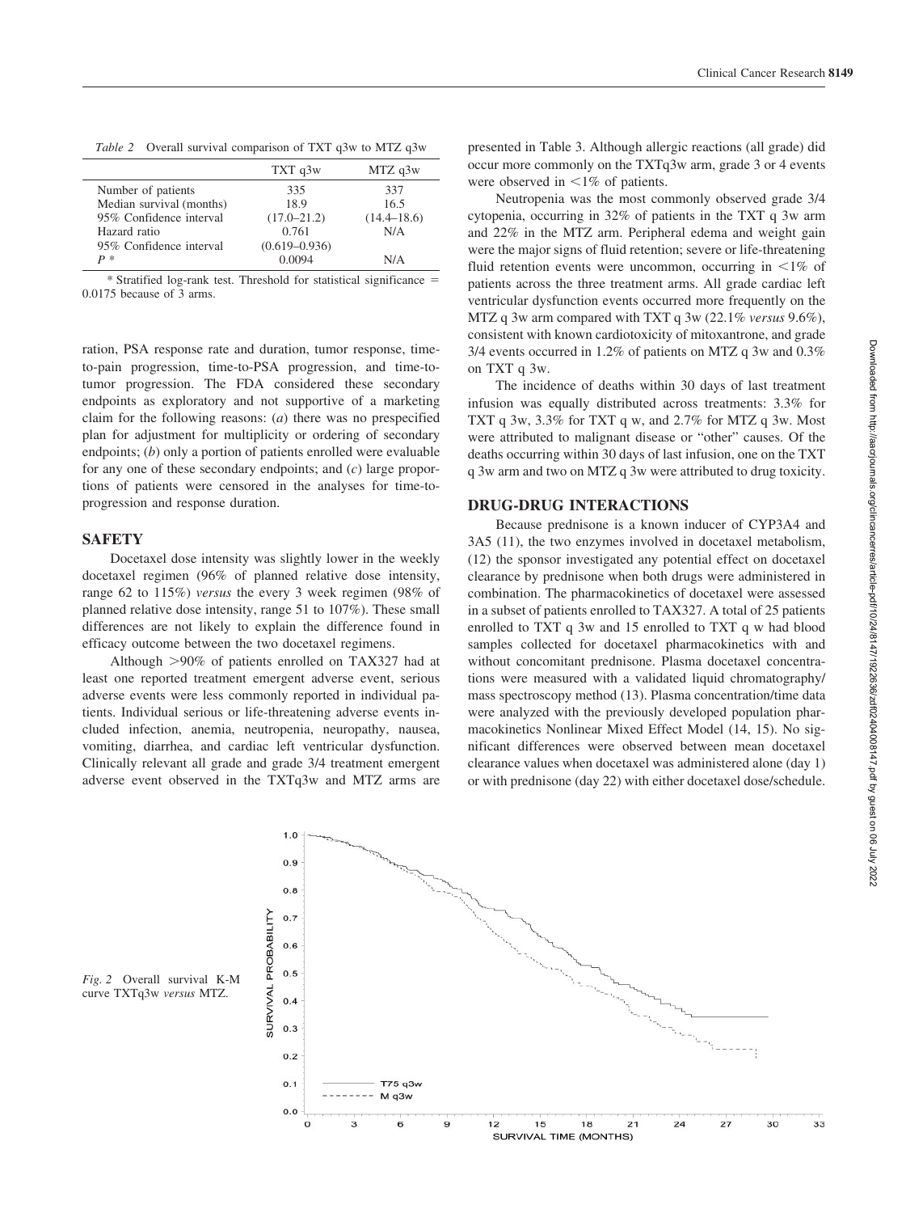*Table 2* Overall survival comparison of TXT q3w to MTZ q3w

| | TXT q3w | MTZ q3w |
|---|---|---|
| Number of patients | 335 | 337 |
| Median survival (months) | 18.9 | 16.5 |
| 95% Confidence interval | (17.0–21.2) | (14.4–18.6) |
| Hazard ratio | 0.761 | N/A |
| 95% Confidence interval | (0.619–0.936) | |
| *P* * | 0.0094 | N/A |

* Stratified log-rank test. Threshold for statistical significance = 0.0175 because of 3 arms.

ration, PSA response rate and duration, tumor response, time-to-pain progression, time-to-PSA progression, and time-to-tumor progression. The FDA considered these secondary endpoints as exploratory and not supportive of a marketing claim for the following reasons: (*a*) there was no prespecified plan for adjustment for multiplicity or ordering of secondary endpoints; (*b*) only a portion of patients enrolled were evaluable for any one of these secondary endpoints; and (*c*) large proportions of patients were censored in the analyses for time-to-progression and response duration.

## SAFETY

Docetaxel dose intensity was slightly lower in the weekly docetaxel regimen (96% of planned relative dose intensity, range 62 to 115%) *versus* the every 3 week regimen (98% of planned relative dose intensity, range 51 to 107%). These small differences are not likely to explain the difference found in efficacy outcome between the two docetaxel regimens.

Although >90% of patients enrolled on TAX327 had at least one reported treatment emergent adverse event, serious adverse events were less commonly reported in individual patients. Individual serious or life-threatening adverse events included infection, anemia, neutropenia, neuropathy, nausea, vomiting, diarrhea, and cardiac left ventricular dysfunction. Clinically relevant all grade and grade 3/4 treatment emergent adverse event observed in the TXTq3w and MTZ arms are presented in Table 3. Although allergic reactions (all grade) did occur more commonly on the TXTq3w arm, grade 3 or 4 events were observed in <1% of patients.

Neutropenia was the most commonly observed grade 3/4 cytopenia, occurring in 32% of patients in the TXT q 3w arm and 22% in the MTZ arm. Peripheral edema and weight gain were the major signs of fluid retention; severe or life-threatening fluid retention events were uncommon, occurring in <1% of patients across the three treatment arms. All grade cardiac left ventricular dysfunction events occurred more frequently on the MTZ q 3w arm compared with TXT q 3w (22.1% *versus* 9.6%), consistent with known cardiotoxicity of mitoxantrone, and grade 3/4 events occurred in 1.2% of patients on MTZ q 3w and 0.3% on TXT q 3w.

The incidence of deaths within 30 days of last treatment infusion was equally distributed across treatments: 3.3% for TXT q 3w, 3.3% for TXT q w, and 2.7% for MTZ q 3w. Most were attributed to malignant disease or "other" causes. Of the deaths occurring within 30 days of last infusion, one on the TXT q 3w arm and two on MTZ q 3w were attributed to drug toxicity.

## DRUG-DRUG INTERACTIONS

Because prednisone is a known inducer of CYP3A4 and 3A5 (11), the two enzymes involved in docetaxel metabolism, (12) the sponsor investigated any potential effect on docetaxel clearance by prednisone when both drugs were administered in combination. The pharmacokinetics of docetaxel were assessed in a subset of patients enrolled to TAX327. A total of 25 patients enrolled to TXT q 3w and 15 enrolled to TXT q w had blood samples collected for docetaxel pharmacokinetics with and without concomitant prednisone. Plasma docetaxel concentrations were measured with a validated liquid chromatography/mass spectroscopy method (13). Plasma concentration/time data were analyzed with the previously developed population pharmacokinetics Nonlinear Mixed Effect Model (14, 15). No significant differences were observed between mean docetaxel clearance values when docetaxel was administered alone (day 1) or with prednisone (day 22) with either docetaxel dose/schedule.

*Fig. 2* Overall survival K-M curve TXTq3w *versus* MTZ.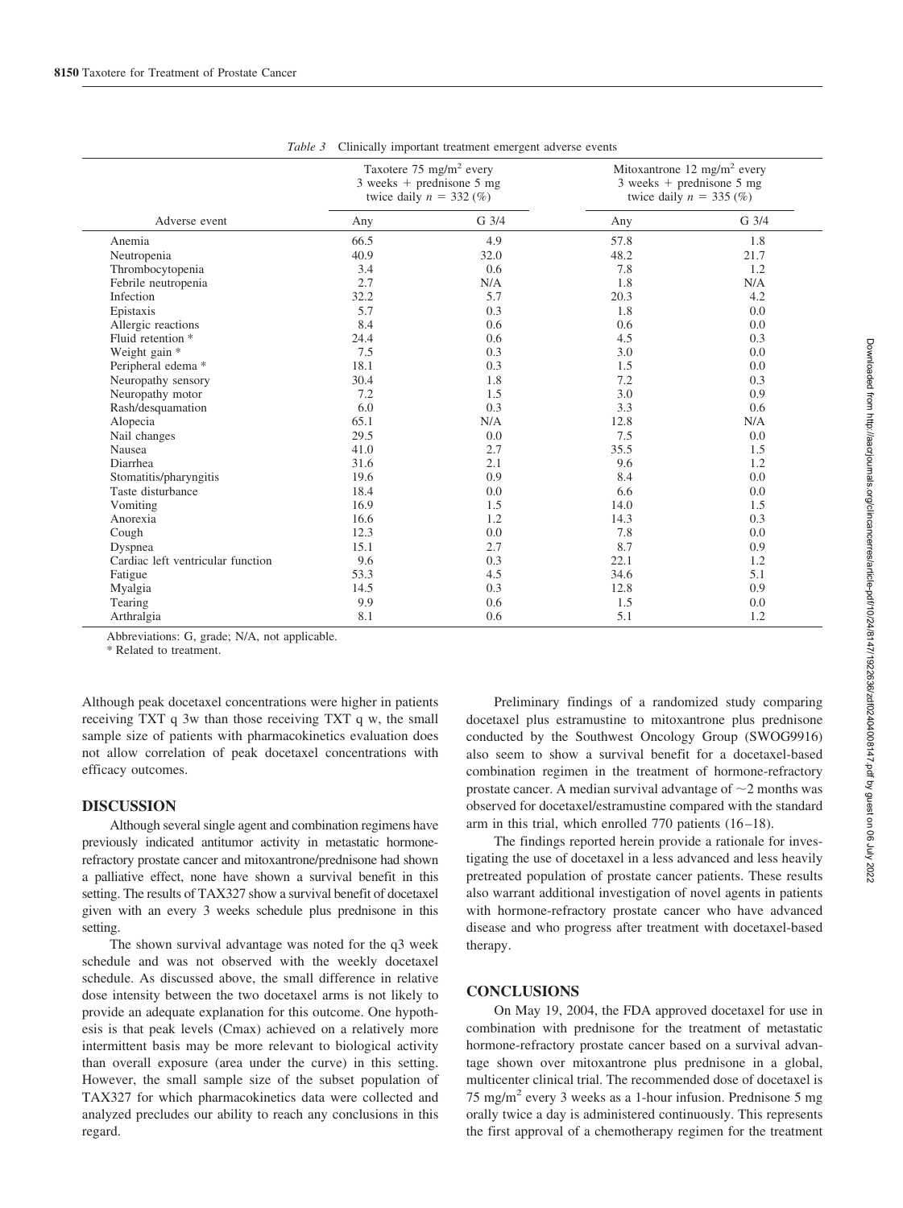*Table 3* Clinically important treatment emergent adverse events

| Adverse event | Taxotere 75 mg/m² every 3 weeks + prednisone 5 mg twice daily $n$ = 332 (%) | | Mitoxantrone 12 mg/m² every 3 weeks + prednisone 5 mg twice daily $n$ = 335 (%) | |
|---|---|---|---|---|
| | Any | G 3/4 | Any | G 3/4 |
| Anemia | 66.5 | 4.9 | 57.8 | 1.8 |
| Neutropenia | 40.9 | 32.0 | 48.2 | 21.7 |
| Thrombocytopenia | 3.4 | 0.6 | 7.8 | 1.2 |
| Febrile neutropenia | 2.7 | N/A | 1.8 | N/A |
| Infection | 32.2 | 5.7 | 20.3 | 4.2 |
| Epistaxis | 5.7 | 0.3 | 1.8 | 0.0 |
| Allergic reactions | 8.4 | 0.6 | 0.6 | 0.0 |
| Fluid retention * | 24.4 | 0.6 | 4.5 | 0.3 |
| Weight gain * | 7.5 | 0.3 | 3.0 | 0.0 |
| Peripheral edema * | 18.1 | 0.3 | 1.5 | 0.0 |
| Neuropathy sensory | 30.4 | 1.8 | 7.2 | 0.3 |
| Neuropathy motor | 7.2 | 1.5 | 3.0 | 0.9 |
| Rash/desquamation | 6.0 | 0.3 | 3.3 | 0.6 |
| Alopecia | 65.1 | N/A | 12.8 | N/A |
| Nail changes | 29.5 | 0.0 | 7.5 | 0.0 |
| Nausea | 41.0 | 2.7 | 35.5 | 1.5 |
| Diarrhea | 31.6 | 2.1 | 9.6 | 1.2 |
| Stomatitis/pharyngitis | 19.6 | 0.9 | 8.4 | 0.0 |
| Taste disturbance | 18.4 | 0.0 | 6.6 | 0.0 |
| Vomiting | 16.9 | 1.5 | 14.0 | 1.5 |
| Anorexia | 16.6 | 1.2 | 14.3 | 0.3 |
| Cough | 12.3 | 0.0 | 7.8 | 0.0 |
| Dyspnea | 15.1 | 2.7 | 8.7 | 0.9 |
| Cardiac left ventricular function | 9.6 | 0.3 | 22.1 | 1.2 |
| Fatigue | 53.3 | 4.5 | 34.6 | 5.1 |
| Myalgia | 14.5 | 0.3 | 12.8 | 0.9 |
| Tearing | 9.9 | 0.6 | 1.5 | 0.0 |
| Arthralgia | 8.1 | 0.6 | 5.1 | 1.2 |

Abbreviations: G, grade; N/A, not applicable.

* Related to treatment.

Although peak docetaxel concentrations were higher in patients receiving TXT q 3w than those receiving TXT q w, the small sample size of patients with pharmacokinetics evaluation does not allow correlation of peak docetaxel concentrations with efficacy outcomes.

## DISCUSSION

Although several single agent and combination regimens have previously indicated antitumor activity in metastatic hormone-refractory prostate cancer and mitoxantrone/prednisone had shown a palliative effect, none have shown a survival benefit in this setting. The results of TAX327 show a survival benefit of docetaxel given with an every 3 weeks schedule plus prednisone in this setting.

The shown survival advantage was noted for the q3 week schedule and was not observed with the weekly docetaxel schedule. As discussed above, the small difference in relative dose intensity between the two docetaxel arms is not likely to provide an adequate explanation for this outcome. One hypothesis is that peak levels (Cmax) achieved on a relatively more intermittent basis may be more relevant to biological activity than overall exposure (area under the curve) in this setting. However, the small sample size of the subset population of TAX327 for which pharmacokinetics data were collected and analyzed precludes our ability to reach any conclusions in this regard.

Preliminary findings of a randomized study comparing docetaxel plus estramustine to mitoxantrone plus prednisone conducted by the Southwest Oncology Group (SWOG9916) also seem to show a survival benefit for a docetaxel-based combination regimen in the treatment of hormone-refractory prostate cancer. A median survival advantage of ~2 months was observed for docetaxel/estramustine compared with the standard arm in this trial, which enrolled 770 patients (16–18).

The findings reported herein provide a rationale for investigating the use of docetaxel in a less advanced and less heavily pretreated population of prostate cancer patients. These results also warrant additional investigation of novel agents in patients with hormone-refractory prostate cancer who have advanced disease and who progress after treatment with docetaxel-based therapy.

## CONCLUSIONS

On May 19, 2004, the FDA approved docetaxel for use in combination with prednisone for the treatment of metastatic hormone-refractory prostate cancer based on a survival advantage shown over mitoxantrone plus prednisone in a global, multicenter clinical trial. The recommended dose of docetaxel is 75 mg/m² every 3 weeks as a 1-hour infusion. Prednisone 5 mg orally twice a day is administered continuously. This represents the first approval of a chemotherapy regimen for the treatment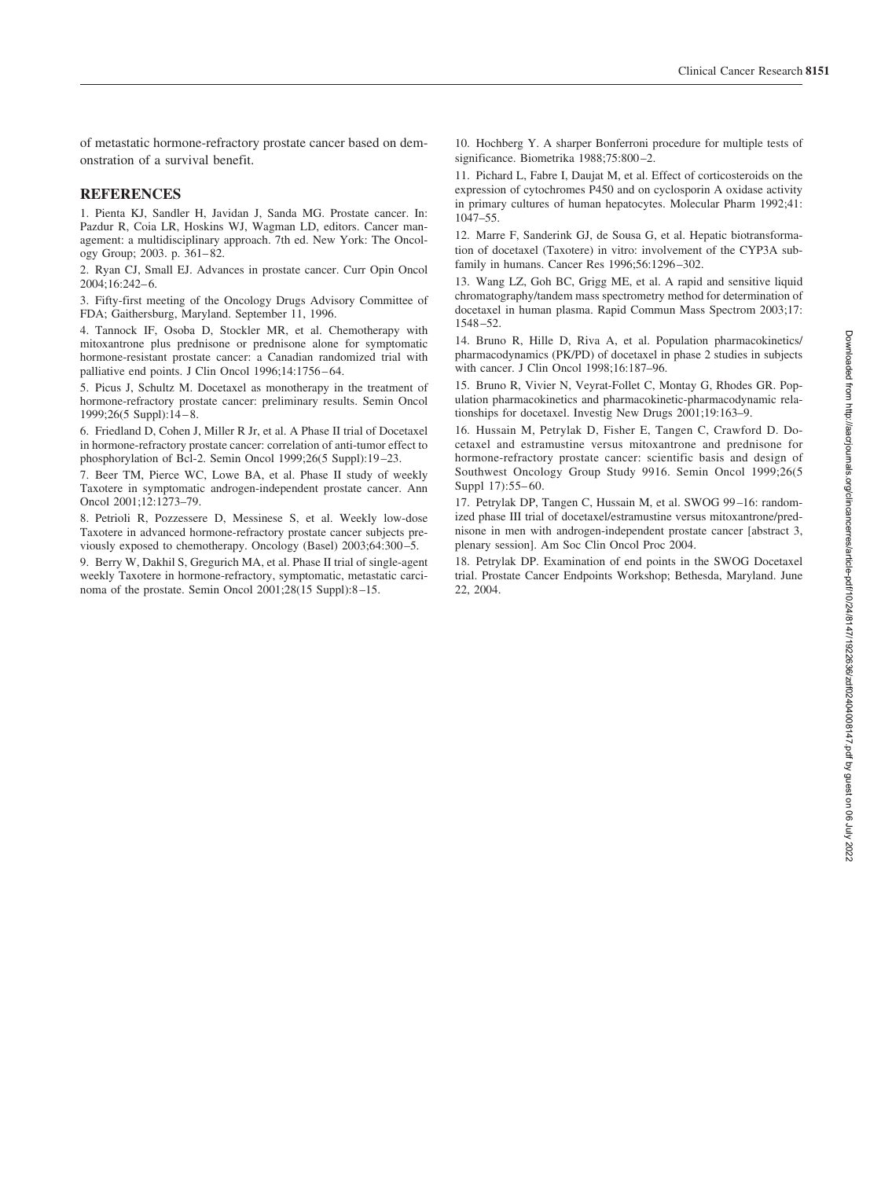of metastatic hormone-refractory prostate cancer based on demonstration of a survival benefit.

## REFERENCES

1. Pienta KJ, Sandler H, Javidan J, Sanda MG. Prostate cancer. In: Pazdur R, Coia LR, Hoskins WJ, Wagman LD, editors. Cancer management: a multidisciplinary approach. 7th ed. New York: The Oncology Group; 2003. p. 361–82.

2. Ryan CJ, Small EJ. Advances in prostate cancer. Curr Opin Oncol 2004;16:242–6.

3. Fifty-first meeting of the Oncology Drugs Advisory Committee of FDA; Gaithersburg, Maryland. September 11, 1996.

4. Tannock IF, Osoba D, Stockler MR, et al. Chemotherapy with mitoxantrone plus prednisone or prednisone alone for symptomatic hormone-resistant prostate cancer: a Canadian randomized trial with palliative end points. J Clin Oncol 1996;14:1756–64.

5. Picus J, Schultz M. Docetaxel as monotherapy in the treatment of hormone-refractory prostate cancer: preliminary results. Semin Oncol 1999;26(5 Suppl):14–8.

6. Friedland D, Cohen J, Miller R Jr, et al. A Phase II trial of Docetaxel in hormone-refractory prostate cancer: correlation of anti-tumor effect to phosphorylation of Bcl-2. Semin Oncol 1999;26(5 Suppl):19–23.

7. Beer TM, Pierce WC, Lowe BA, et al. Phase II study of weekly Taxotere in symptomatic androgen-independent prostate cancer. Ann Oncol 2001;12:1273–79.

8. Petrioli R, Pozzessere D, Messinese S, et al. Weekly low-dose Taxotere in advanced hormone-refractory prostate cancer subjects previously exposed to chemotherapy. Oncology (Basel) 2003;64:300–5.

9. Berry W, Dakhil S, Gregurich MA, et al. Phase II trial of single-agent weekly Taxotere in hormone-refractory, symptomatic, metastatic carcinoma of the prostate. Semin Oncol 2001;28(15 Suppl):8–15.

10. Hochberg Y. A sharper Bonferroni procedure for multiple tests of significance. Biometrika 1988;75:800–2.

11. Pichard L, Fabre I, Daujat M, et al. Effect of corticosteroids on the expression of cytochromes P450 and on cyclosporin A oxidase activity in primary cultures of human hepatocytes. Molecular Pharm 1992;41: 1047–55.

12. Marre F, Sanderink GJ, de Sousa G, et al. Hepatic biotransformation of docetaxel (Taxotere) in vitro: involvement of the CYP3A subfamily in humans. Cancer Res 1996;56:1296–302.

13. Wang LZ, Goh BC, Grigg ME, et al. A rapid and sensitive liquid chromatography/tandem mass spectrometry method for determination of docetaxel in human plasma. Rapid Commun Mass Spectrom 2003;17: 1548–52.

14. Bruno R, Hille D, Riva A, et al. Population pharmacokinetics/ pharmacodynamics (PK/PD) of docetaxel in phase 2 studies in subjects with cancer. J Clin Oncol 1998;16:187–96.

15. Bruno R, Vivier N, Veyrat-Follet C, Montay G, Rhodes GR. Population pharmacokinetics and pharmacokinetic-pharmacodynamic relationships for docetaxel. Investig New Drugs 2001;19:163–9.

16. Hussain M, Petrylak D, Fisher E, Tangen C, Crawford D. Docetaxel and estramustine versus mitoxantrone and prednisone for hormone-refractory prostate cancer: scientific basis and design of Southwest Oncology Group Study 9916. Semin Oncol 1999;26(5 Suppl 17):55–60.

17. Petrylak DP, Tangen C, Hussain M, et al. SWOG 99–16: randomized phase III trial of docetaxel/estramustine versus mitoxantrone/prednisone in men with androgen-independent prostate cancer [abstract 3, plenary session]. Am Soc Clin Oncol Proc 2004.

18. Petrylak DP. Examination of end points in the SWOG Docetaxel trial. Prostate Cancer Endpoints Workshop; Bethesda, Maryland. June 22, 2004.